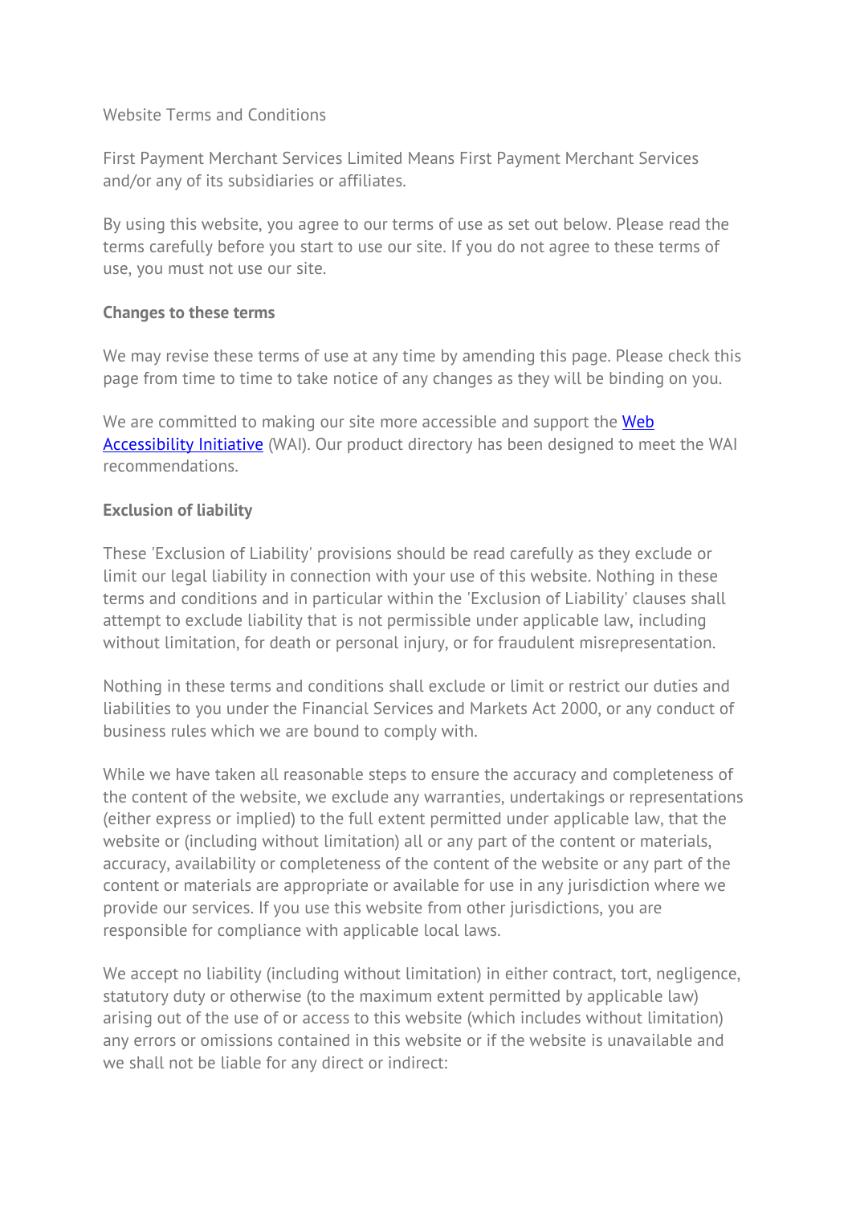Website Terms and Conditions

First Payment Merchant Services Limited Means First Payment Merchant Services and/or any of its subsidiaries or affiliates.

By using this website, you agree to our terms of use as set out below. Please read the terms carefully before you start to use our site. If you do not agree to these terms of use, you must not use our site.

**Changes to these terms**

We may revise these terms of use at any time by amending this page. Please check this page from time to time to take notice of any changes as they will be binding on you.

We are committed to making our site more accessible and support the [Web Accessibility Initiative] (WAI). Our product directory has been designed to meet the WAI recommendations.

**Exclusion of liability**

These 'Exclusion of Liability' provisions should be read carefully as they exclude or limit our legal liability in connection with your use of this website. Nothing in these terms and conditions and in particular within the 'Exclusion of Liability' clauses shall attempt to exclude liability that is not permissible under applicable law, including without limitation, for death or personal injury, or for fraudulent misrepresentation.

Nothing in these terms and conditions shall exclude or limit or restrict our duties and liabilities to you under the Financial Services and Markets Act 2000, or any conduct of business rules which we are bound to comply with.

While we have taken all reasonable steps to ensure the accuracy and completeness of the content of the website, we exclude any warranties, undertakings or representations (either express or implied) to the full extent permitted under applicable law, that the website or (including without limitation) all or any part of the content or materials, accuracy, availability or completeness of the content of the website or any part of the content or materials are appropriate or available for use in any jurisdiction where we provide our services. If you use this website from other jurisdictions, you are responsible for compliance with applicable local laws.

We accept no liability (including without limitation) in either contract, tort, negligence, statutory duty or otherwise (to the maximum extent permitted by applicable law) arising out of the use of or access to this website (which includes without limitation) any errors or omissions contained in this website or if the website is unavailable and we shall not be liable for any direct or indirect: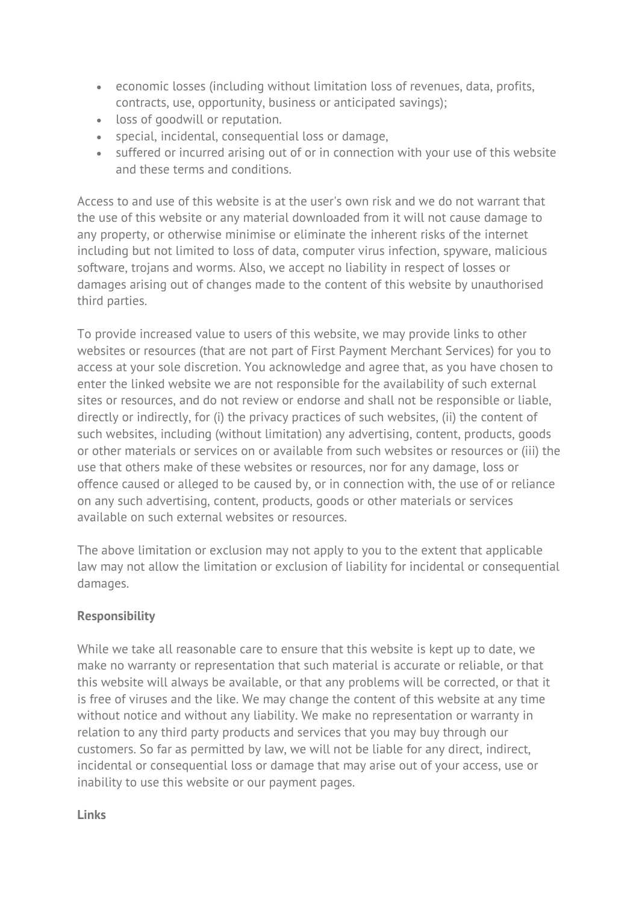- economic losses (including without limitation loss of revenues, data, profits, contracts, use, opportunity, business or anticipated savings);
- loss of goodwill or reputation.
- special, incidental, consequential loss or damage,
- suffered or incurred arising out of or in connection with your use of this website and these terms and conditions.

Access to and use of this website is at the user's own risk and we do not warrant that the use of this website or any material downloaded from it will not cause damage to any property, or otherwise minimise or eliminate the inherent risks of the internet including but not limited to loss of data, computer virus infection, spyware, malicious software, trojans and worms. Also, we accept no liability in respect of losses or damages arising out of changes made to the content of this website by unauthorised third parties.

To provide increased value to users of this website, we may provide links to other websites or resources (that are not part of First Payment Merchant Services) for you to access at your sole discretion. You acknowledge and agree that, as you have chosen to enter the linked website we are not responsible for the availability of such external sites or resources, and do not review or endorse and shall not be responsible or liable, directly or indirectly, for (i) the privacy practices of such websites, (ii) the content of such websites, including (without limitation) any advertising, content, products, goods or other materials or services on or available from such websites or resources or (iii) the use that others make of these websites or resources, nor for any damage, loss or offence caused or alleged to be caused by, or in connection with, the use of or reliance on any such advertising, content, products, goods or other materials or services available on such external websites or resources.

The above limitation or exclusion may not apply to you to the extent that applicable law may not allow the limitation or exclusion of liability for incidental or consequential damages.

**Responsibility**

While we take all reasonable care to ensure that this website is kept up to date, we make no warranty or representation that such material is accurate or reliable, or that this website will always be available, or that any problems will be corrected, or that it is free of viruses and the like. We may change the content of this website at any time without notice and without any liability. We make no representation or warranty in relation to any third party products and services that you may buy through our customers. So far as permitted by law, we will not be liable for any direct, indirect, incidental or consequential loss or damage that may arise out of your access, use or inability to use this website or our payment pages.

**Links**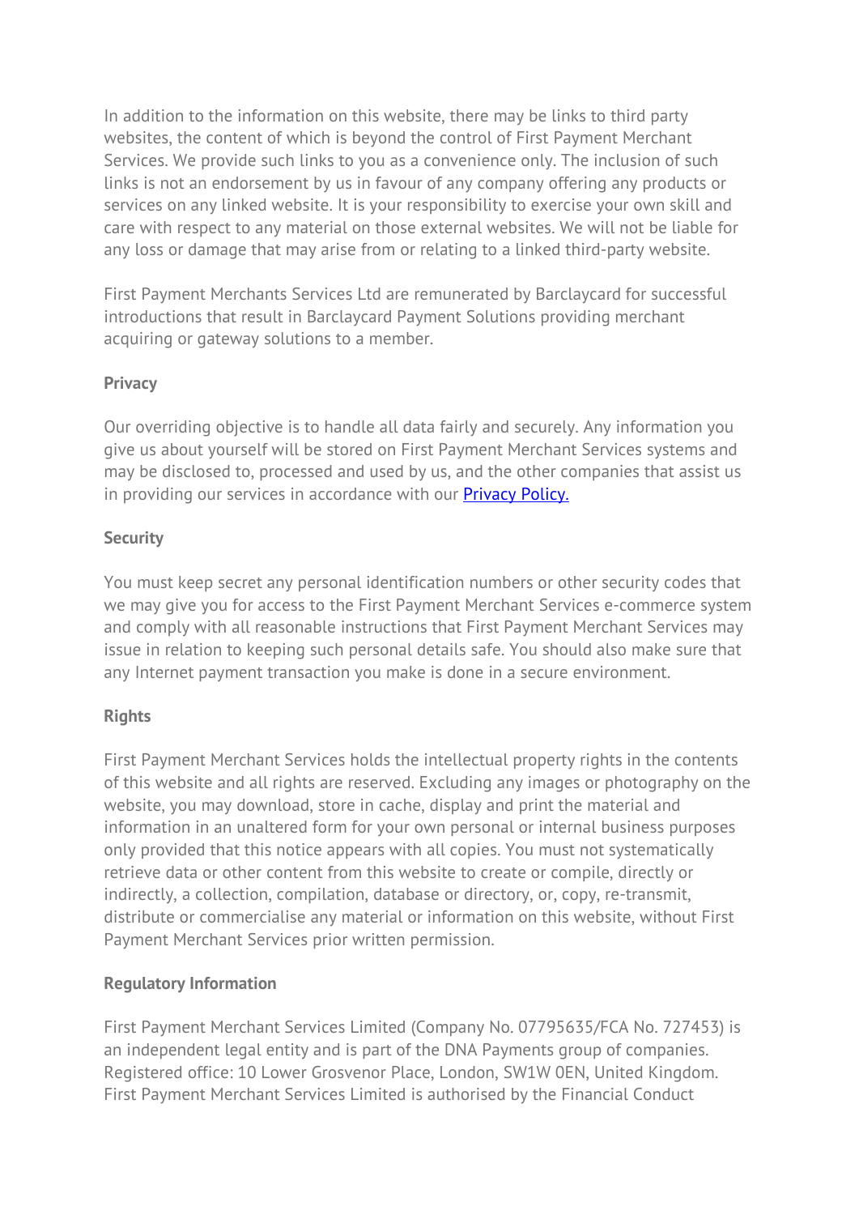In addition to the information on this website, there may be links to third party websites, the content of which is beyond the control of First Payment Merchant Services. We provide such links to you as a convenience only. The inclusion of such links is not an endorsement by us in favour of any company offering any products or services on any linked website. It is your responsibility to exercise your own skill and care with respect to any material on those external websites. We will not be liable for any loss or damage that may arise from or relating to a linked third-party website.

First Payment Merchants Services Ltd are remunerated by Barclaycard for successful introductions that result in Barclaycard Payment Solutions providing merchant acquiring or gateway solutions to a member.

**Privacy**

Our overriding objective is to handle all data fairly and securely. Any information you give us about yourself will be stored on First Payment Merchant Services systems and may be disclosed to, processed and used by us, and the other companies that assist us in providing our services in accordance with our Privacy Policy.

**Security**

You must keep secret any personal identification numbers or other security codes that we may give you for access to the First Payment Merchant Services e-commerce system and comply with all reasonable instructions that First Payment Merchant Services may issue in relation to keeping such personal details safe. You should also make sure that any Internet payment transaction you make is done in a secure environment.

**Rights**

First Payment Merchant Services holds the intellectual property rights in the contents of this website and all rights are reserved. Excluding any images or photography on the website, you may download, store in cache, display and print the material and information in an unaltered form for your own personal or internal business purposes only provided that this notice appears with all copies. You must not systematically retrieve data or other content from this website to create or compile, directly or indirectly, a collection, compilation, database or directory, or, copy, re-transmit, distribute or commercialise any material or information on this website, without First Payment Merchant Services prior written permission.

**Regulatory Information**

First Payment Merchant Services Limited (Company No. 07795635/FCA No. 727453) is an independent legal entity and is part of the DNA Payments group of companies. Registered office: 10 Lower Grosvenor Place, London, SW1W 0EN, United Kingdom. First Payment Merchant Services Limited is authorised by the Financial Conduct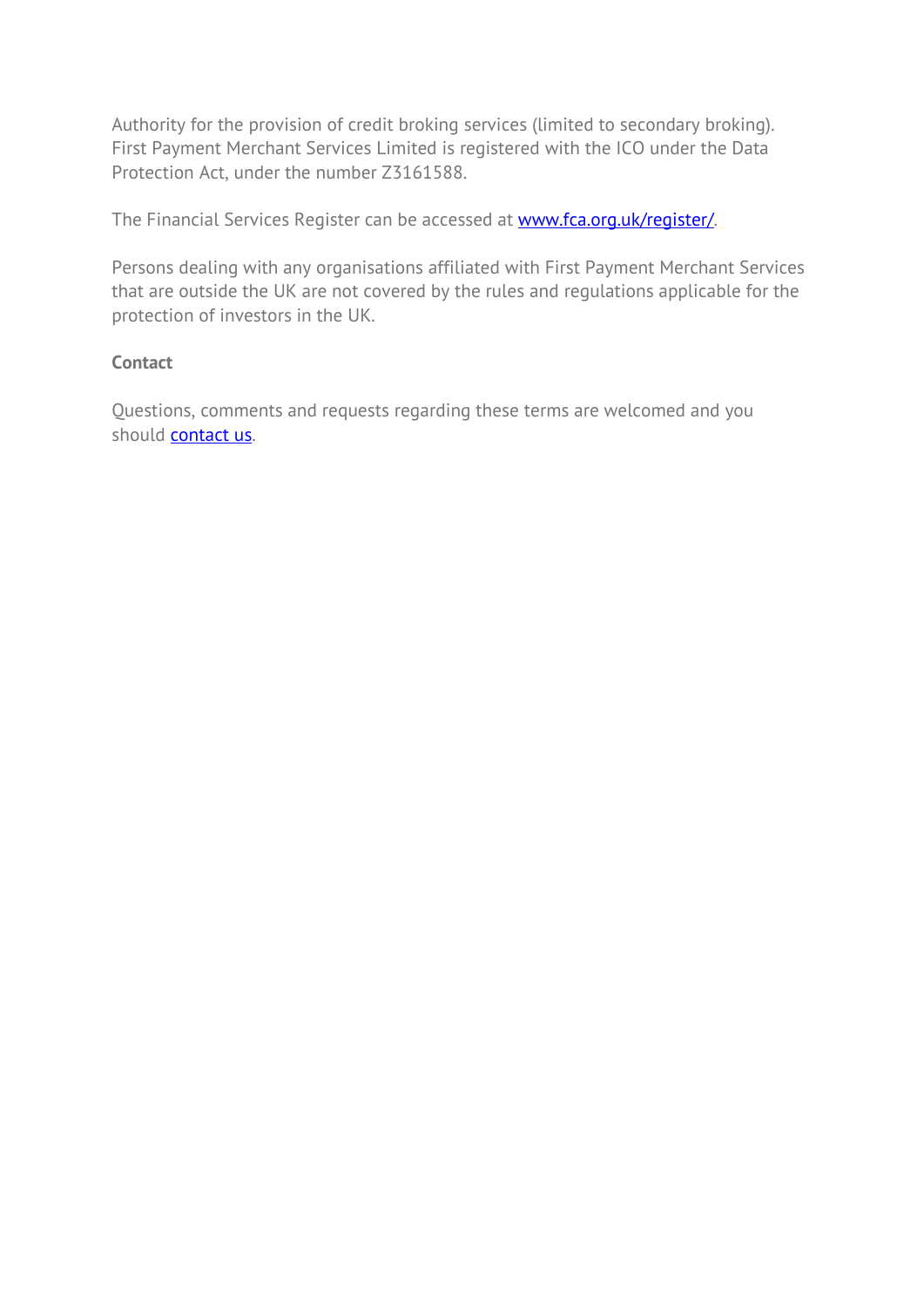Authority for the provision of credit broking services (limited to secondary broking). First Payment Merchant Services Limited is registered with the ICO under the Data Protection Act, under the number Z3161588.

The Financial Services Register can be accessed at [www.fca.org.uk/register/](www.fca.org.uk/register/).

Persons dealing with any organisations affiliated with First Payment Merchant Services that are outside the UK are not covered by the rules and regulations applicable for the protection of investors in the UK.

**Contact**

Questions, comments and requests regarding these terms are welcomed and you should contact us.